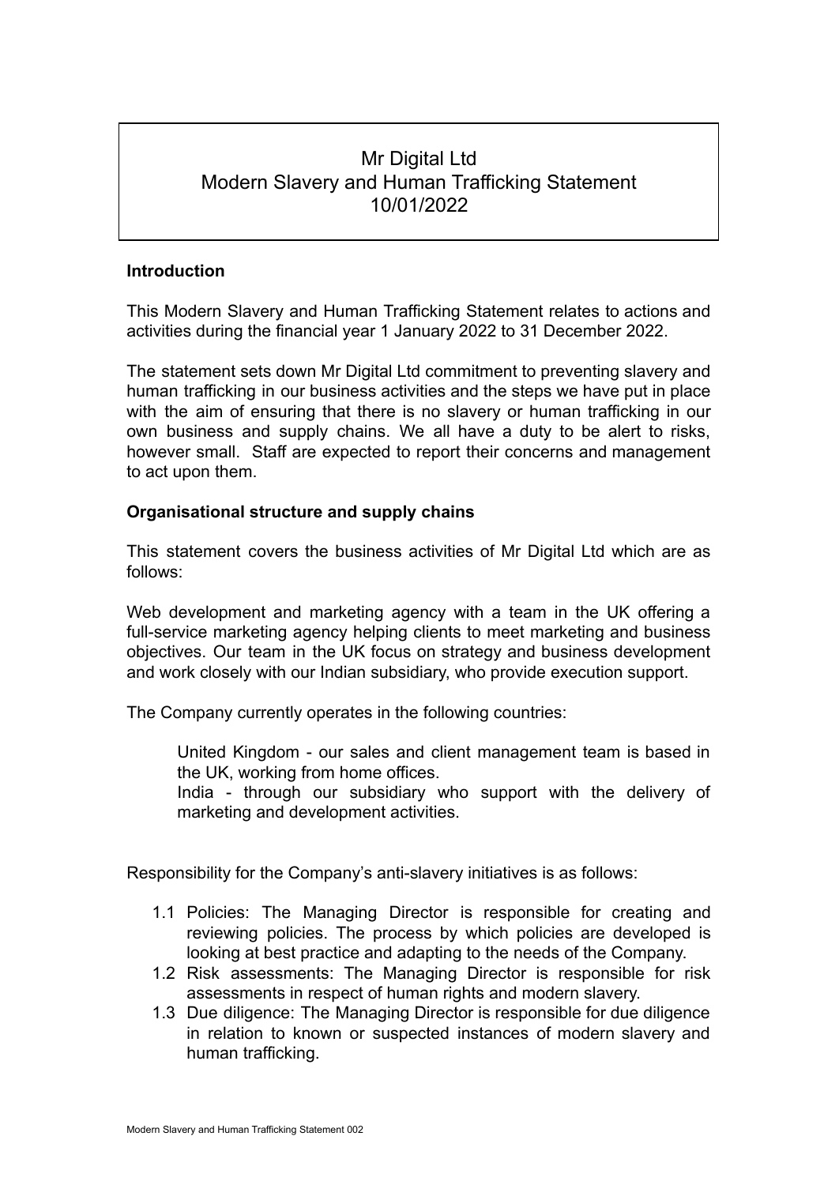# Mr Digital Ltd
# Modern Slavery and Human Trafficking Statement
# 10/01/2022

**Introduction**

This Modern Slavery and Human Trafficking Statement relates to actions and activities during the financial year 1 January 2022 to 31 December 2022.

The statement sets down Mr Digital Ltd commitment to preventing slavery and human trafficking in our business activities and the steps we have put in place with the aim of ensuring that there is no slavery or human trafficking in our own business and supply chains. We all have a duty to be alert to risks, however small. Staff are expected to report their concerns and management to act upon them.

**Organisational structure and supply chains**

This statement covers the business activities of Mr Digital Ltd which are as follows:

Web development and marketing agency with a team in the UK offering a full-service marketing agency helping clients to meet marketing and business objectives. Our team in the UK focus on strategy and business development and work closely with our Indian subsidiary, who provide execution support.

The Company currently operates in the following countries:

> United Kingdom - our sales and client management team is based in the UK, working from home offices.
> India - through our subsidiary who support with the delivery of marketing and development activities.

Responsibility for the Company's anti-slavery initiatives is as follows:

1.1 Policies: The Managing Director is responsible for creating and reviewing policies. The process by which policies are developed is looking at best practice and adapting to the needs of the Company.

1.2 Risk assessments: The Managing Director is responsible for risk assessments in respect of human rights and modern slavery.

1.3 Due diligence: The Managing Director is responsible for due diligence in relation to known or suspected instances of modern slavery and human trafficking.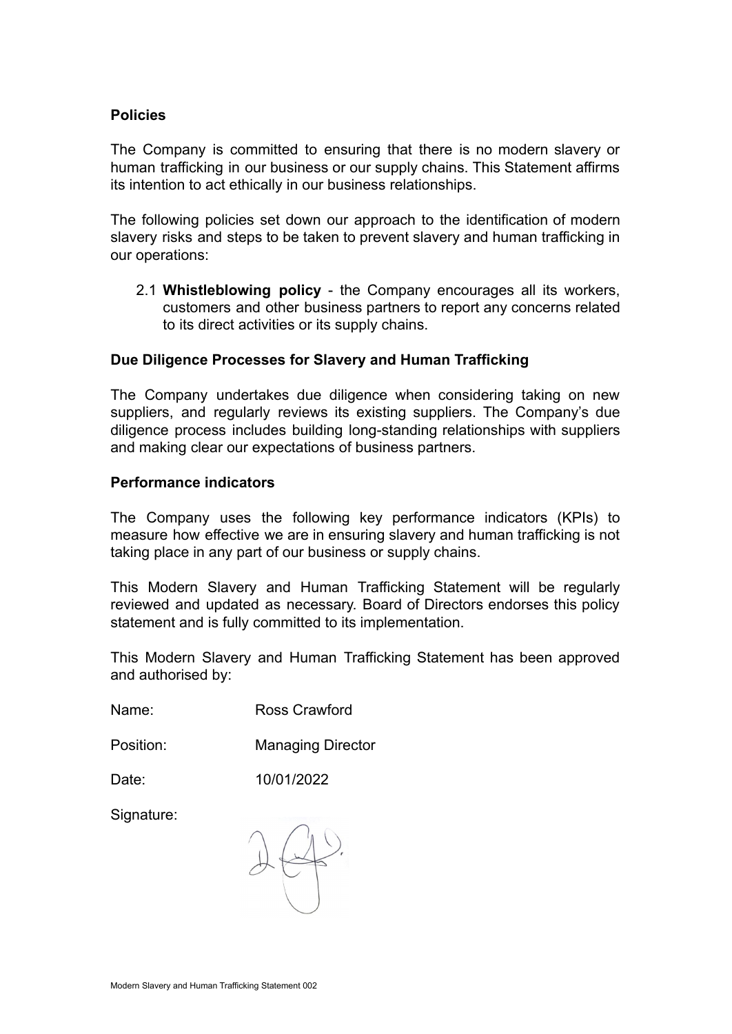**Policies**

The Company is committed to ensuring that there is no modern slavery or human trafficking in our business or our supply chains. This Statement affirms its intention to act ethically in our business relationships.

The following policies set down our approach to the identification of modern slavery risks and steps to be taken to prevent slavery and human trafficking in our operations:

2.1 **Whistleblowing policy** - the Company encourages all its workers, customers and other business partners to report any concerns related to its direct activities or its supply chains.

**Due Diligence Processes for Slavery and Human Trafficking**

The Company undertakes due diligence when considering taking on new suppliers, and regularly reviews its existing suppliers. The Company's due diligence process includes building long-standing relationships with suppliers and making clear our expectations of business partners.

**Performance indicators**

The Company uses the following key performance indicators (KPIs) to measure how effective we are in ensuring slavery and human trafficking is not taking place in any part of our business or supply chains.

This Modern Slavery and Human Trafficking Statement will be regularly reviewed and updated as necessary. Board of Directors endorses this policy statement and is fully committed to its implementation.

This Modern Slavery and Human Trafficking Statement has been approved and authorised by:

Name: Ross Crawford

Position: Managing Director

Date: 10/01/2022

Signature:

Modern Slavery and Human Trafficking Statement 002